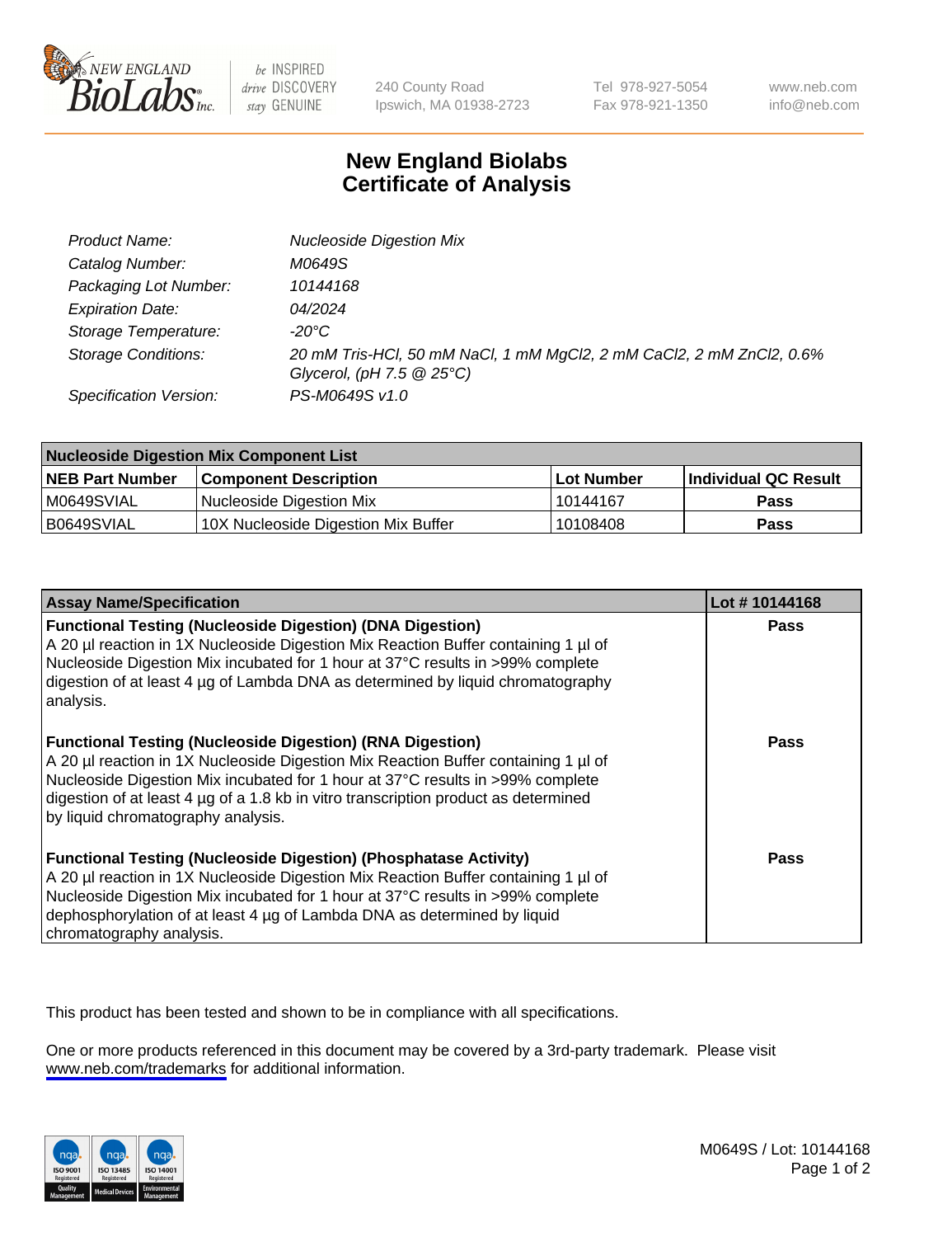# New England Biolabs Certificate of Analysis

| | |
|---|---|
| *Product Name:* | *Nucleoside Digestion Mix* |
| *Catalog Number:* | *M0649S* |
| *Packaging Lot Number:* | *10144168* |
| *Expiration Date:* | *04/2024* |
| *Storage Temperature:* | *-20°C* |
| *Storage Conditions:* | *20 mM Tris-HCl, 50 mM NaCl, 1 mM $MgCl_2$, 2 mM $CaCl_2$, 2 mM $ZnCl_2$, 0.6% Glycerol, (pH 7.5 @ 25°C)* |
| *Specification Version:* | *PS-M0649S v1.0* |

| **Nucleoside Digestion Mix Component List** | | | |
|---|---|---|---|
| **NEB Part Number** | **Component Description** | **Lot Number** | **Individual QC Result** |
| M0649SVIAL | Nucleoside Digestion Mix | 10144167 | **Pass** |
| B0649SVIAL | 10X Nucleoside Digestion Mix Buffer | 10108408 | **Pass** |

| **Assay Name/Specification** | **Lot # 10144168** |
|---|---|
| **Functional Testing (Nucleoside Digestion) (DNA Digestion)** A 20 µl reaction in 1X Nucleoside Digestion Mix Reaction Buffer containing 1 µl of Nucleoside Digestion Mix incubated for 1 hour at 37°C results in >99% complete digestion of at least 4 µg of Lambda DNA as determined by liquid chromatography analysis. | **Pass** |
| **Functional Testing (Nucleoside Digestion) (RNA Digestion)** A 20 µl reaction in 1X Nucleoside Digestion Mix Reaction Buffer containing 1 µl of Nucleoside Digestion Mix incubated for 1 hour at 37°C results in >99% complete digestion of at least 4 µg of a 1.8 kb in vitro transcription product as determined by liquid chromatography analysis. | **Pass** |
| **Functional Testing (Nucleoside Digestion) (Phosphatase Activity)** A 20 µl reaction in 1X Nucleoside Digestion Mix Reaction Buffer containing 1 µl of Nucleoside Digestion Mix incubated for 1 hour at 37°C results in >99% complete dephosphorylation of at least 4 µg of Lambda DNA as determined by liquid chromatography analysis. | **Pass** |

This product has been tested and shown to be in compliance with all specifications.

One or more products referenced in this document may be covered by a 3rd-party trademark. Please visit www.neb.com/trademarks for additional information.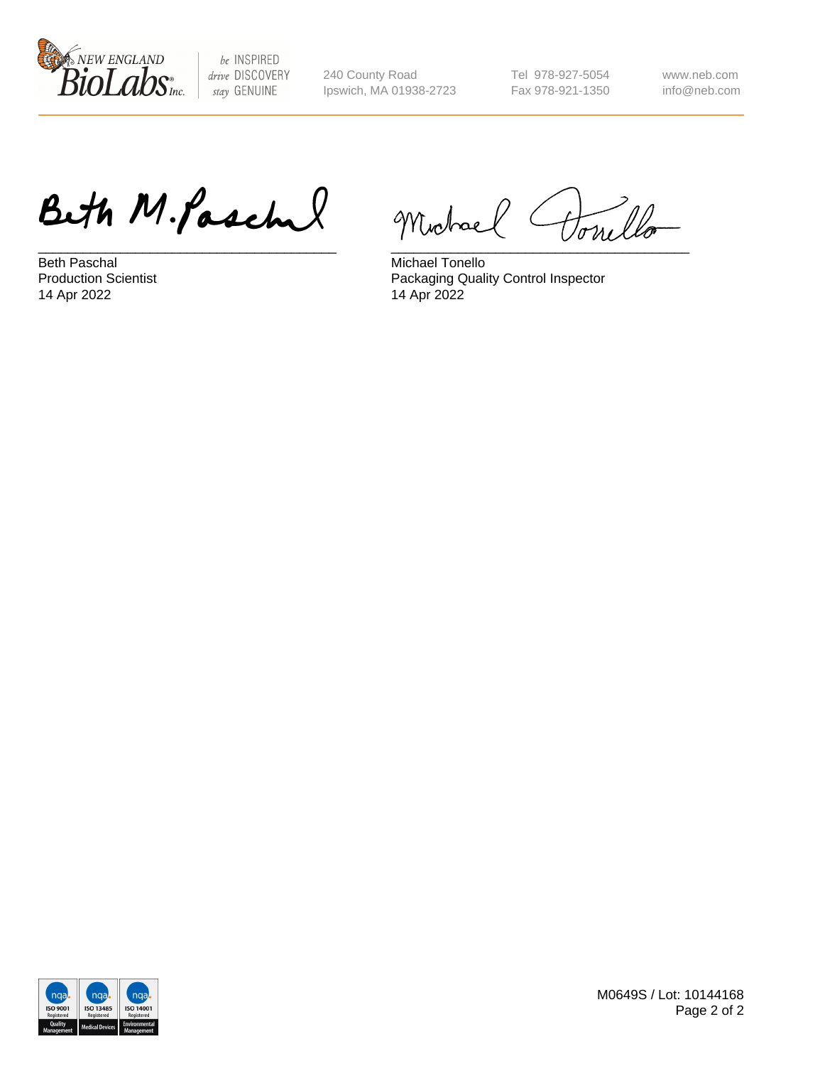Beth Paschal
Production Scientist
14 Apr 2022

Michael Tonello
Packaging Quality Control Inspector
14 Apr 2022

M0649S / Lot: 10144168